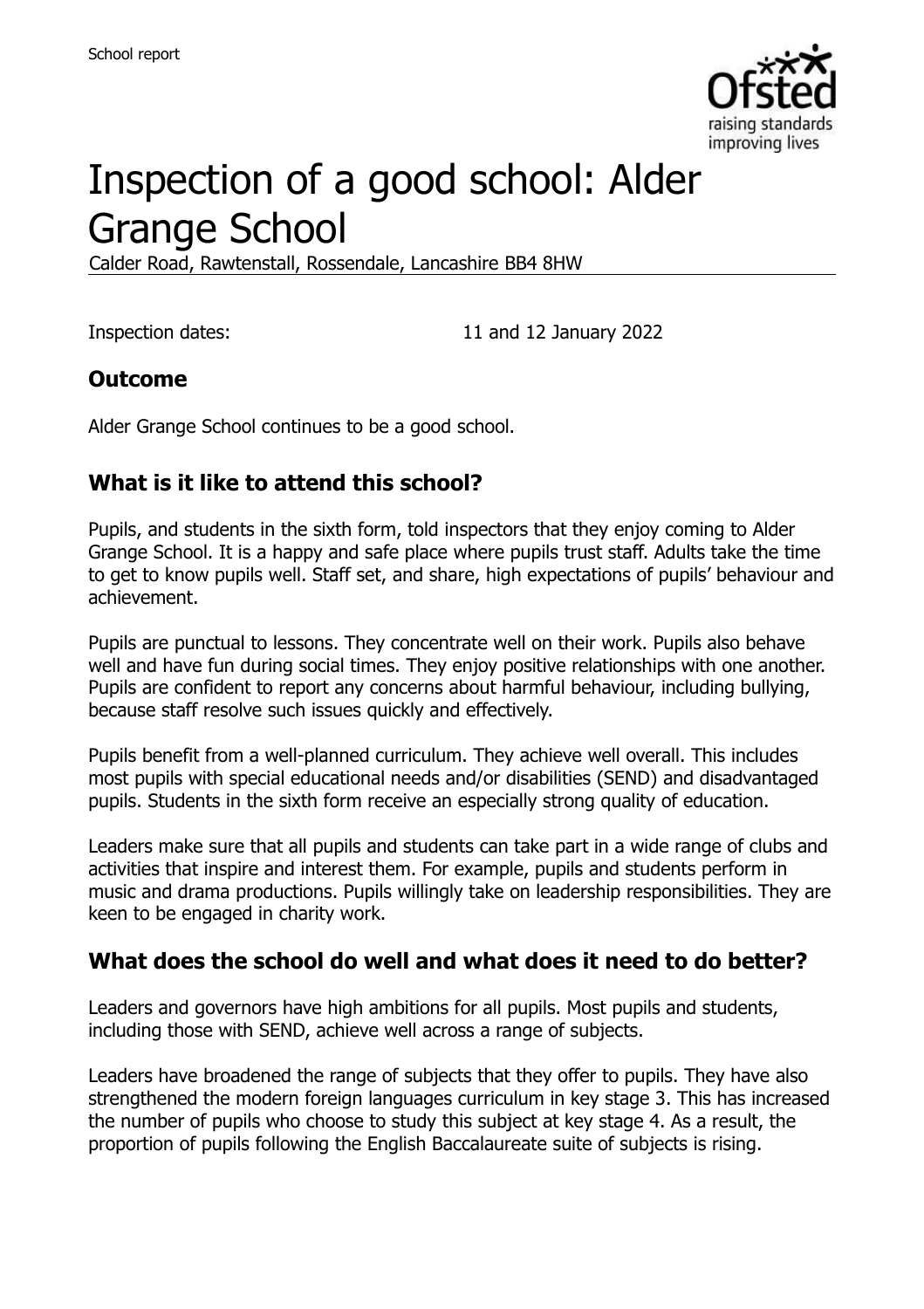School report

# Inspection of a good school: Alder Grange School

Calder Road, Rawtenstall, Rossendale, Lancashire BB4 8HW

Inspection dates: 11 and 12 January 2022

## Outcome

Alder Grange School continues to be a good school.

## What is it like to attend this school?

Pupils, and students in the sixth form, told inspectors that they enjoy coming to Alder Grange School. It is a happy and safe place where pupils trust staff. Adults take the time to get to know pupils well. Staff set, and share, high expectations of pupils' behaviour and achievement.

Pupils are punctual to lessons. They concentrate well on their work. Pupils also behave well and have fun during social times. They enjoy positive relationships with one another. Pupils are confident to report any concerns about harmful behaviour, including bullying, because staff resolve such issues quickly and effectively.

Pupils benefit from a well-planned curriculum. They achieve well overall. This includes most pupils with special educational needs and/or disabilities (SEND) and disadvantaged pupils. Students in the sixth form receive an especially strong quality of education.

Leaders make sure that all pupils and students can take part in a wide range of clubs and activities that inspire and interest them. For example, pupils and students perform in music and drama productions. Pupils willingly take on leadership responsibilities. They are keen to be engaged in charity work.

## What does the school do well and what does it need to do better?

Leaders and governors have high ambitions for all pupils. Most pupils and students, including those with SEND, achieve well across a range of subjects.

Leaders have broadened the range of subjects that they offer to pupils. They have also strengthened the modern foreign languages curriculum in key stage 3. This has increased the number of pupils who choose to study this subject at key stage 4. As a result, the proportion of pupils following the English Baccalaureate suite of subjects is rising.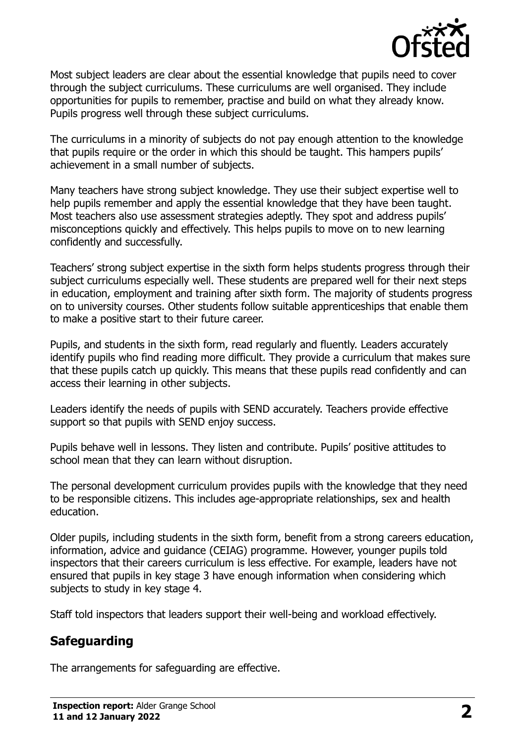Most subject leaders are clear about the essential knowledge that pupils need to cover through the subject curriculums. These curriculums are well organised. They include opportunities for pupils to remember, practise and build on what they already know. Pupils progress well through these subject curriculums.

The curriculums in a minority of subjects do not pay enough attention to the knowledge that pupils require or the order in which this should be taught. This hampers pupils' achievement in a small number of subjects.

Many teachers have strong subject knowledge. They use their subject expertise well to help pupils remember and apply the essential knowledge that they have been taught. Most teachers also use assessment strategies adeptly. They spot and address pupils' misconceptions quickly and effectively. This helps pupils to move on to new learning confidently and successfully.

Teachers' strong subject expertise in the sixth form helps students progress through their subject curriculums especially well. These students are prepared well for their next steps in education, employment and training after sixth form. The majority of students progress on to university courses. Other students follow suitable apprenticeships that enable them to make a positive start to their future career.

Pupils, and students in the sixth form, read regularly and fluently. Leaders accurately identify pupils who find reading more difficult. They provide a curriculum that makes sure that these pupils catch up quickly. This means that these pupils read confidently and can access their learning in other subjects.

Leaders identify the needs of pupils with SEND accurately. Teachers provide effective support so that pupils with SEND enjoy success.

Pupils behave well in lessons. They listen and contribute. Pupils' positive attitudes to school mean that they can learn without disruption.

The personal development curriculum provides pupils with the knowledge that they need to be responsible citizens. This includes age-appropriate relationships, sex and health education.

Older pupils, including students in the sixth form, benefit from a strong careers education, information, advice and guidance (CEIAG) programme. However, younger pupils told inspectors that their careers curriculum is less effective. For example, leaders have not ensured that pupils in key stage 3 have enough information when considering which subjects to study in key stage 4.

Staff told inspectors that leaders support their well-being and workload effectively.

## Safeguarding

The arrangements for safeguarding are effective.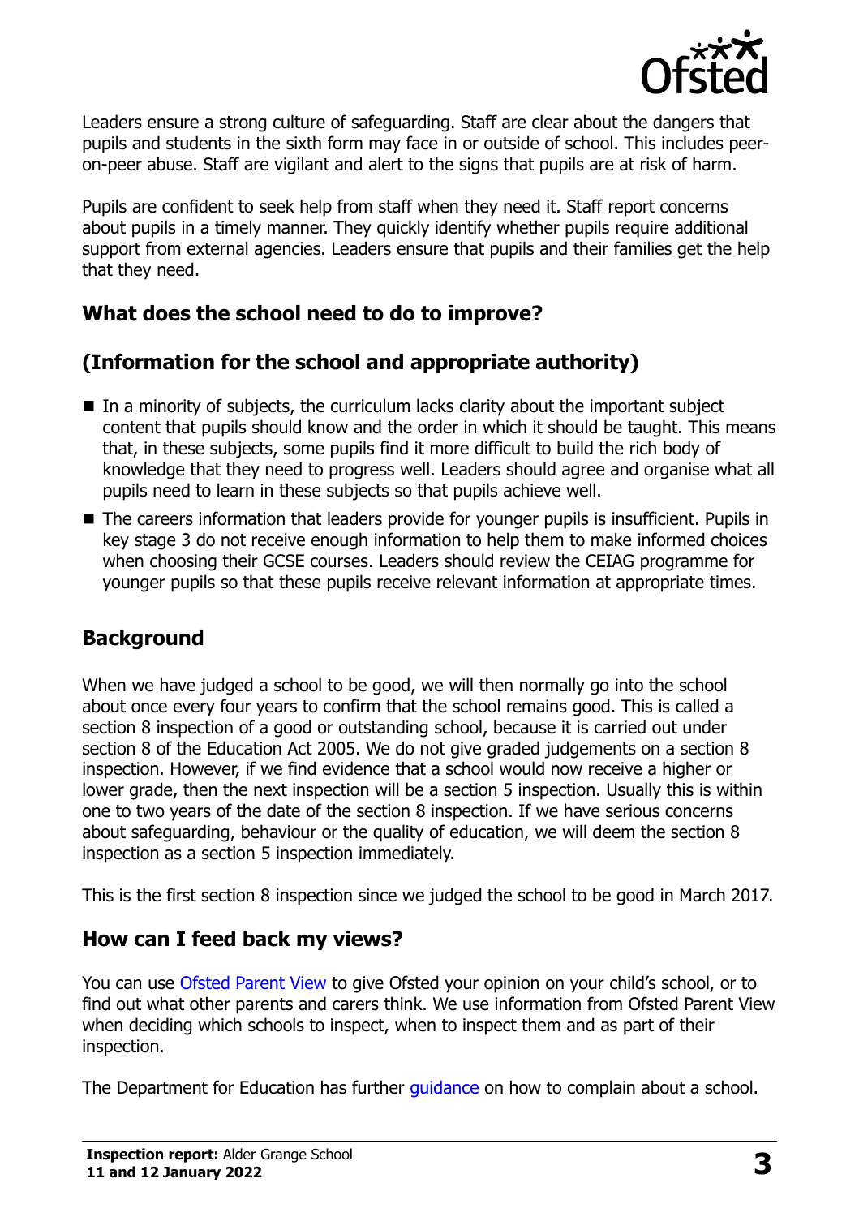Leaders ensure a strong culture of safeguarding. Staff are clear about the dangers that pupils and students in the sixth form may face in or outside of school. This includes peer-on-peer abuse. Staff are vigilant and alert to the signs that pupils are at risk of harm.

Pupils are confident to seek help from staff when they need it. Staff report concerns about pupils in a timely manner. They quickly identify whether pupils require additional support from external agencies. Leaders ensure that pupils and their families get the help that they need.

## What does the school need to do to improve?

## (Information for the school and appropriate authority)

- In a minority of subjects, the curriculum lacks clarity about the important subject content that pupils should know and the order in which it should be taught. This means that, in these subjects, some pupils find it more difficult to build the rich body of knowledge that they need to progress well. Leaders should agree and organise what all pupils need to learn in these subjects so that pupils achieve well.
- The careers information that leaders provide for younger pupils is insufficient. Pupils in key stage 3 do not receive enough information to help them to make informed choices when choosing their GCSE courses. Leaders should review the CEIAG programme for younger pupils so that these pupils receive relevant information at appropriate times.

## Background

When we have judged a school to be good, we will then normally go into the school about once every four years to confirm that the school remains good. This is called a section 8 inspection of a good or outstanding school, because it is carried out under section 8 of the Education Act 2005. We do not give graded judgements on a section 8 inspection. However, if we find evidence that a school would now receive a higher or lower grade, then the next inspection will be a section 5 inspection. Usually this is within one to two years of the date of the section 8 inspection. If we have serious concerns about safeguarding, behaviour or the quality of education, we will deem the section 8 inspection as a section 5 inspection immediately.

This is the first section 8 inspection since we judged the school to be good in March 2017.

## How can I feed back my views?

You can use Ofsted Parent View to give Ofsted your opinion on your child's school, or to find out what other parents and carers think. We use information from Ofsted Parent View when deciding which schools to inspect, when to inspect them and as part of their inspection.

The Department for Education has further guidance on how to complain about a school.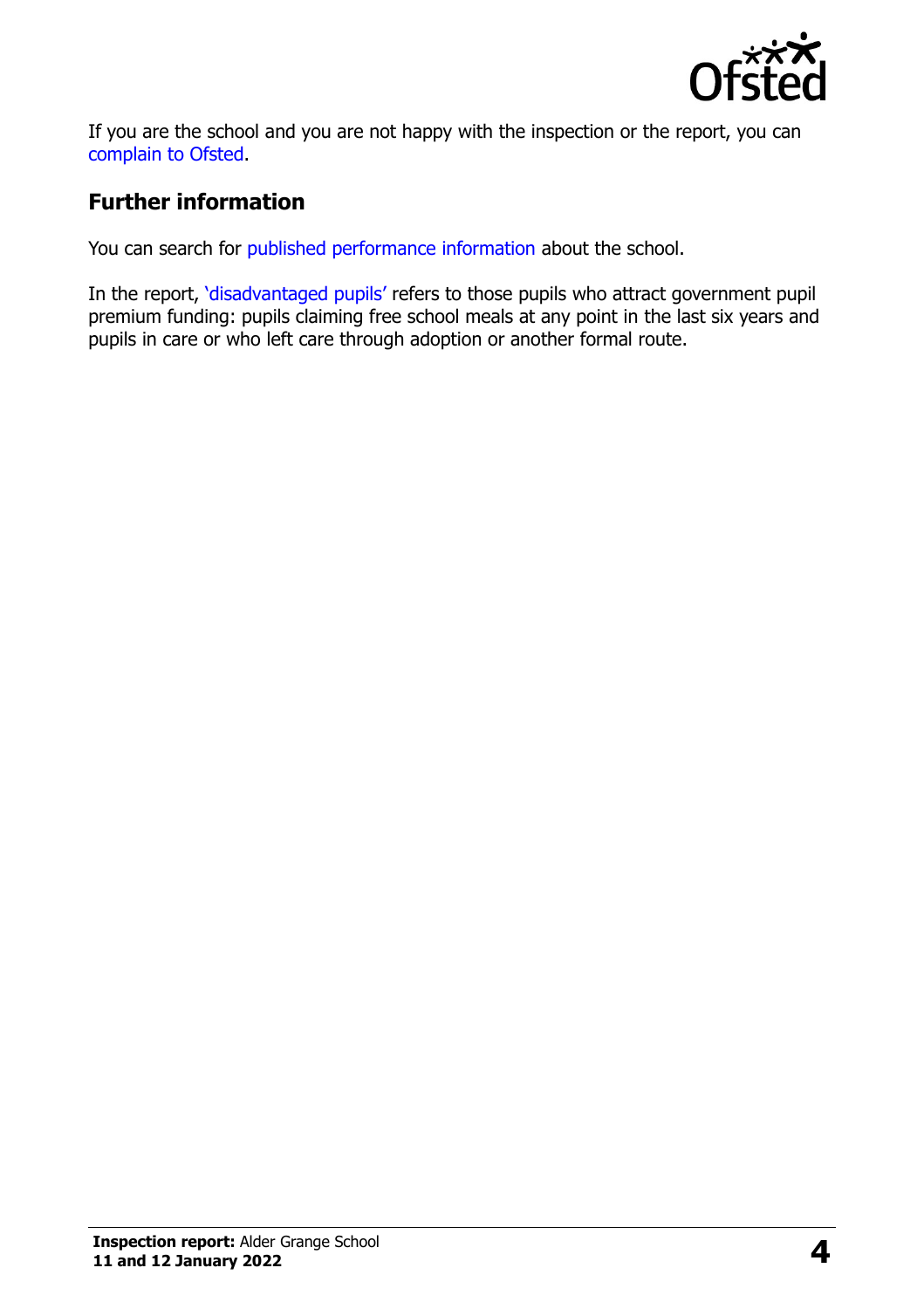If you are the school and you are not happy with the inspection or the report, you can complain to Ofsted.

## Further information

You can search for published performance information about the school.

In the report, 'disadvantaged pupils' refers to those pupils who attract government pupil premium funding: pupils claiming free school meals at any point in the last six years and pupils in care or who left care through adoption or another formal route.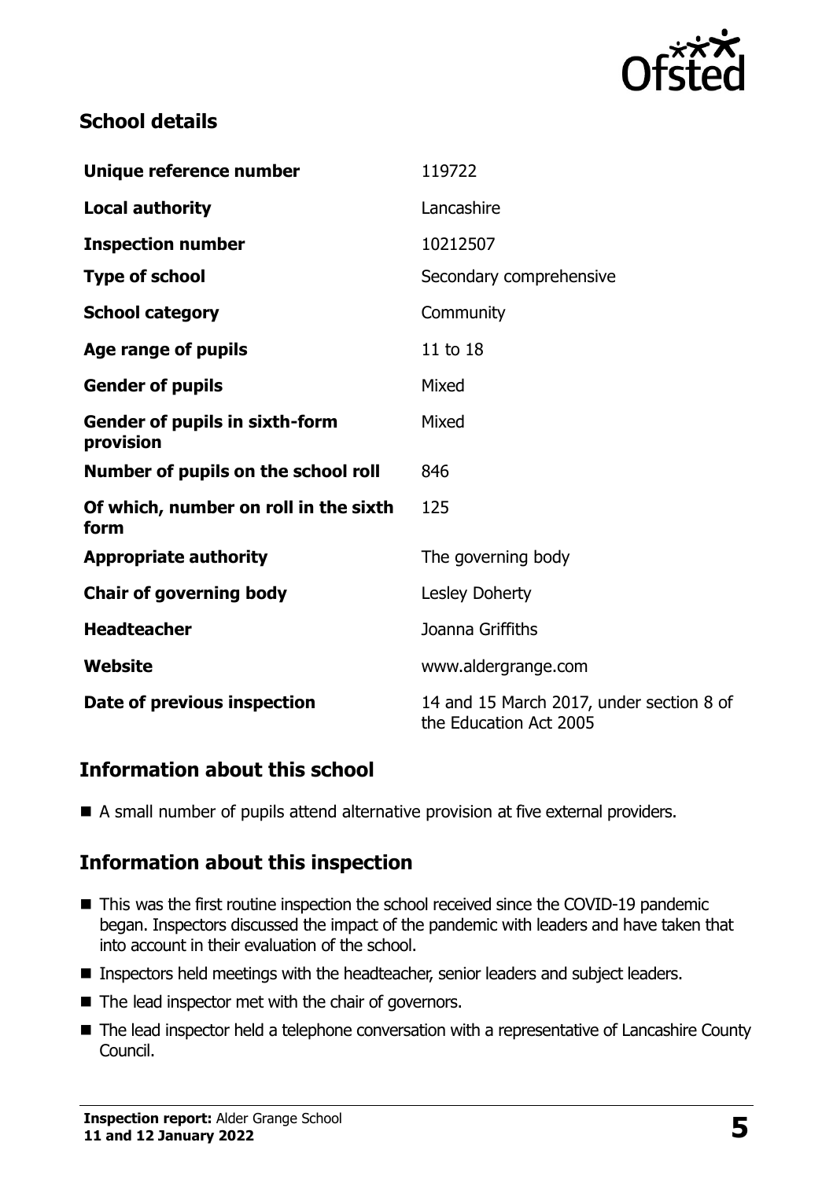## School details

| | |
|---|---|
| **Unique reference number** | 119722 |
| **Local authority** | Lancashire |
| **Inspection number** | 10212507 |
| **Type of school** | Secondary comprehensive |
| **School category** | Community |
| **Age range of pupils** | 11 to 18 |
| **Gender of pupils** | Mixed |
| **Gender of pupils in sixth-form provision** | Mixed |
| **Number of pupils on the school roll** | 846 |
| **Of which, number on roll in the sixth form** | 125 |
| **Appropriate authority** | The governing body |
| **Chair of governing body** | Lesley Doherty |
| **Headteacher** | Joanna Griffiths |
| **Website** | www.aldergrange.com |
| **Date of previous inspection** | 14 and 15 March 2017, under section 8 of the Education Act 2005 |

## Information about this school

- A small number of pupils attend alternative provision at five external providers.

## Information about this inspection

- This was the first routine inspection the school received since the COVID-19 pandemic began. Inspectors discussed the impact of the pandemic with leaders and have taken that into account in their evaluation of the school.
- Inspectors held meetings with the headteacher, senior leaders and subject leaders.
- The lead inspector met with the chair of governors.
- The lead inspector held a telephone conversation with a representative of Lancashire County Council.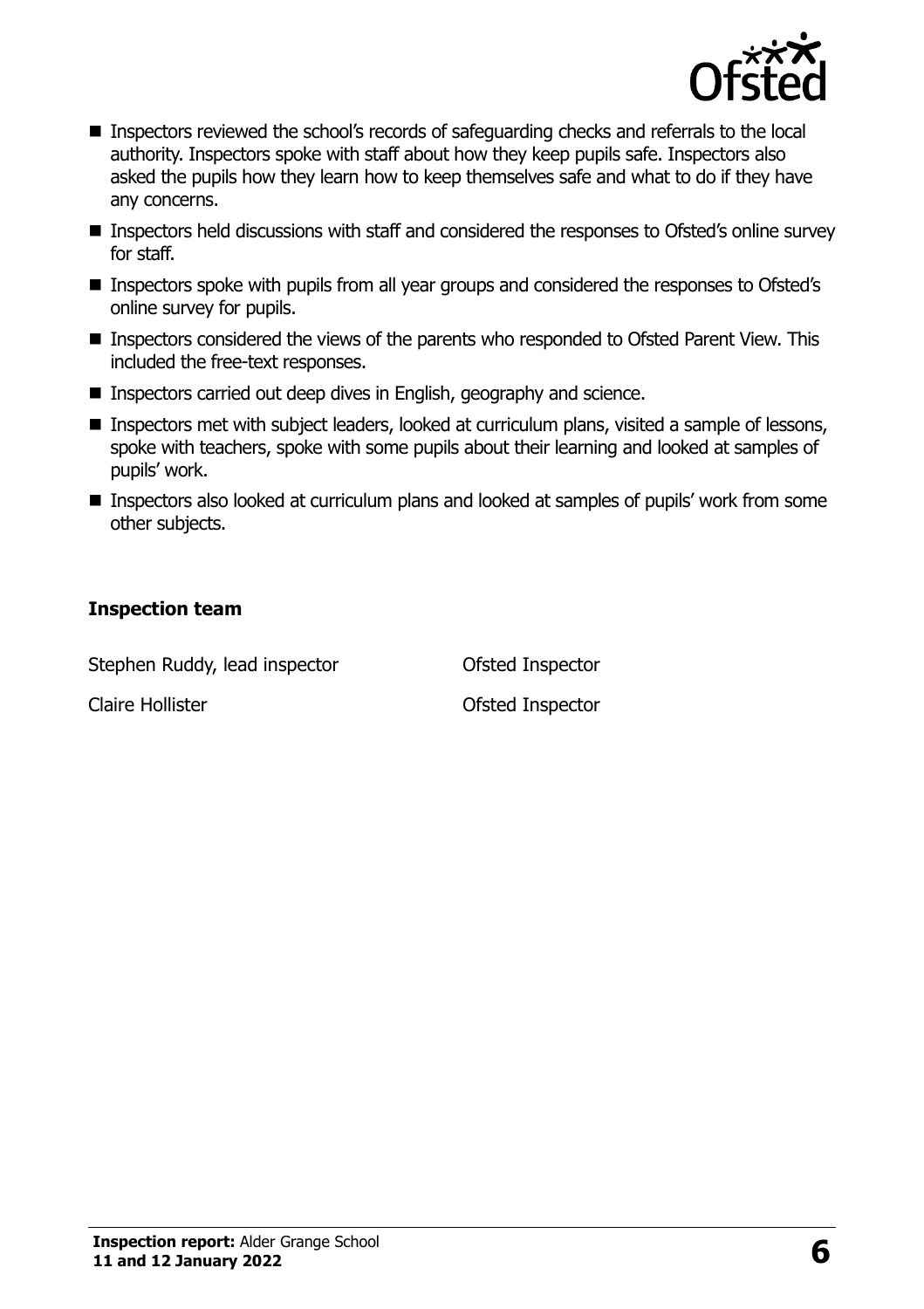- Inspectors reviewed the school's records of safeguarding checks and referrals to the local authority. Inspectors spoke with staff about how they keep pupils safe. Inspectors also asked the pupils how they learn how to keep themselves safe and what to do if they have any concerns.
- Inspectors held discussions with staff and considered the responses to Ofsted's online survey for staff.
- Inspectors spoke with pupils from all year groups and considered the responses to Ofsted's online survey for pupils.
- Inspectors considered the views of the parents who responded to Ofsted Parent View. This included the free-text responses.
- Inspectors carried out deep dives in English, geography and science.
- Inspectors met with subject leaders, looked at curriculum plans, visited a sample of lessons, spoke with teachers, spoke with some pupils about their learning and looked at samples of pupils' work.
- Inspectors also looked at curriculum plans and looked at samples of pupils' work from some other subjects.

### Inspection team

| | |
|---|---|
| Stephen Ruddy, lead inspector | Ofsted Inspector |
| Claire Hollister | Ofsted Inspector |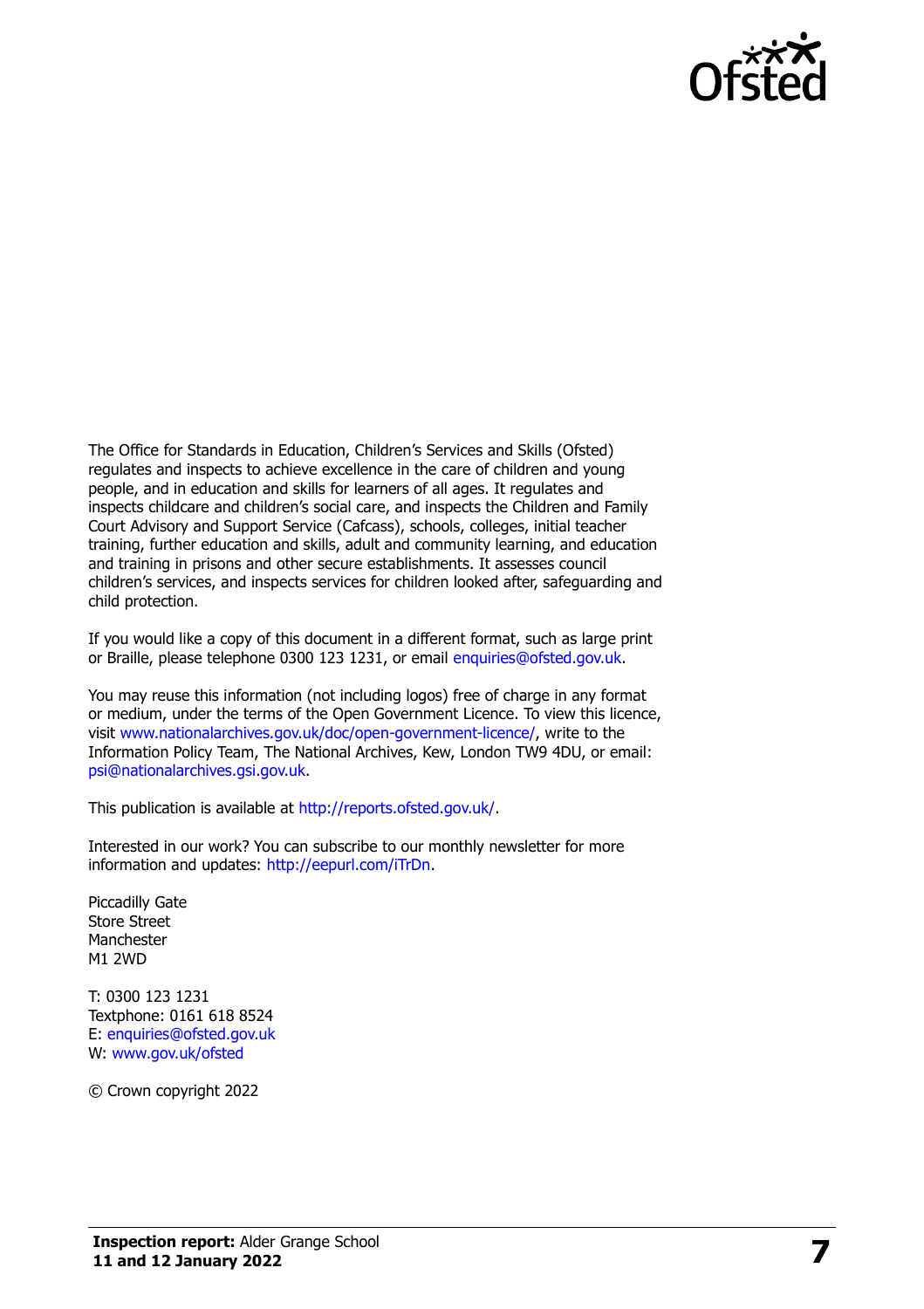The Office for Standards in Education, Children's Services and Skills (Ofsted) regulates and inspects to achieve excellence in the care of children and young people, and in education and skills for learners of all ages. It regulates and inspects childcare and children's social care, and inspects the Children and Family Court Advisory and Support Service (Cafcass), schools, colleges, initial teacher training, further education and skills, adult and community learning, and education and training in prisons and other secure establishments. It assesses council children's services, and inspects services for children looked after, safeguarding and child protection.

If you would like a copy of this document in a different format, such as large print or Braille, please telephone 0300 123 1231, or email enquiries@ofsted.gov.uk.

You may reuse this information (not including logos) free of charge in any format or medium, under the terms of the Open Government Licence. To view this licence, visit www.nationalarchives.gov.uk/doc/open-government-licence/, write to the Information Policy Team, The National Archives, Kew, London TW9 4DU, or email: psi@nationalarchives.gsi.gov.uk.

This publication is available at http://reports.ofsted.gov.uk/.

Interested in our work? You can subscribe to our monthly newsletter for more information and updates: http://eepurl.com/iTrDn.

Piccadilly Gate
Store Street
Manchester
M1 2WD

T: 0300 123 1231
Textphone: 0161 618 8524
E: enquiries@ofsted.gov.uk
W: www.gov.uk/ofsted

© Crown copyright 2022